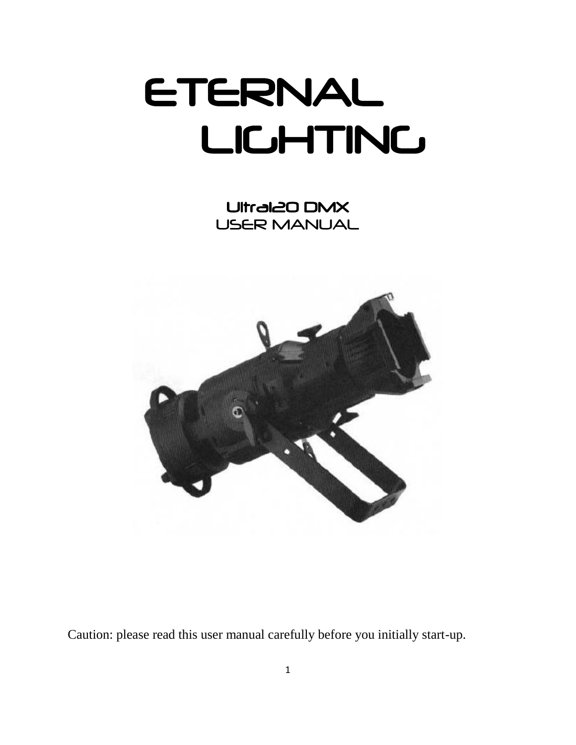# ETERNAL LIGHTING

## Ultra120 DMX
## USER MANUAL

Caution: please read this user manual carefully before you initially start-up.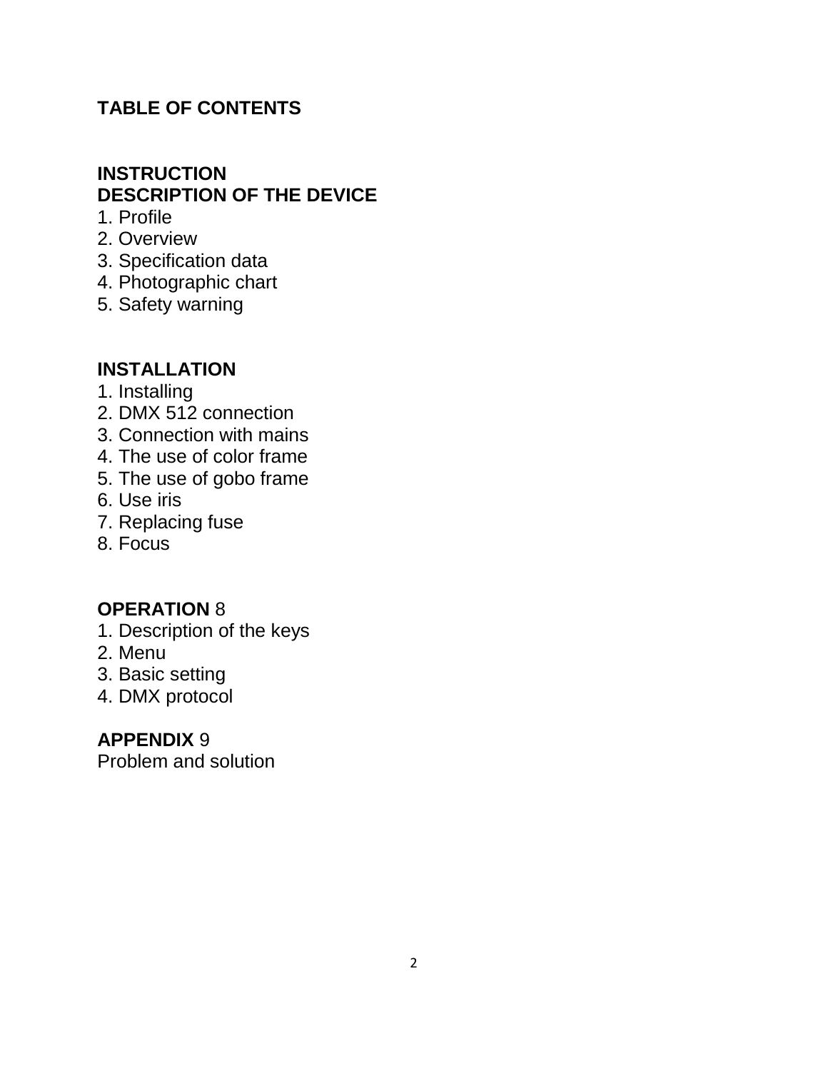# TABLE OF CONTENTS

**INSTRUCTION**

**DESCRIPTION OF THE DEVICE**

1. Profile
2. Overview
3. Specification data
4. Photographic chart
5. Safety warning

**INSTALLATION**

1. Installing
2. DMX 512 connection
3. Connection with mains
4. The use of color frame
5. The use of gobo frame
6. Use iris
7. Replacing fuse
8. Focus

**OPERATION** 8

1. Description of the keys
2. Menu
3. Basic setting
4. DMX protocol

**APPENDIX** 9

Problem and solution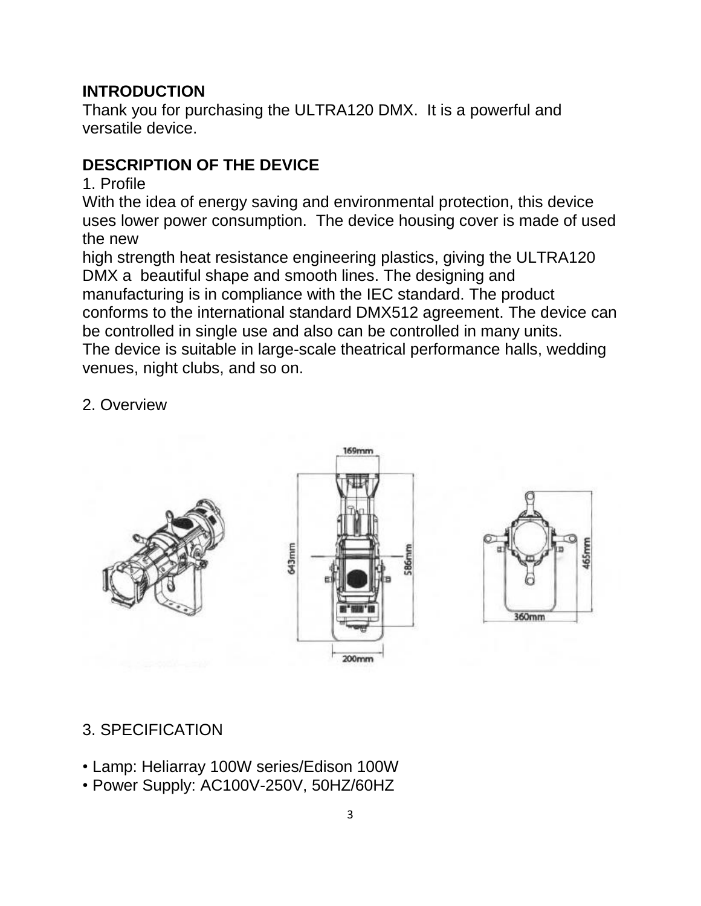## INTRODUCTION

Thank you for purchasing the ULTRA120 DMX. It is a powerful and versatile device.

## DESCRIPTION OF THE DEVICE

1. Profile

With the idea of energy saving and environmental protection, this device uses lower power consumption. The device housing cover is made of used the new
high strength heat resistance engineering plastics, giving the ULTRA120 DMX a beautiful shape and smooth lines. The designing and manufacturing is in compliance with the IEC standard. The product conforms to the international standard DMX512 agreement. The device can be controlled in single use and also can be controlled in many units.
The device is suitable in large-scale theatrical performance halls, wedding venues, night clubs, and so on.

2. Overview

169mm

643mm

586mm

200mm

465mm

360mm

3. SPECIFICATION

- Lamp: Heliarray 100W series/Edison 100W
- Power Supply: AC100V-250V, 50HZ/60HZ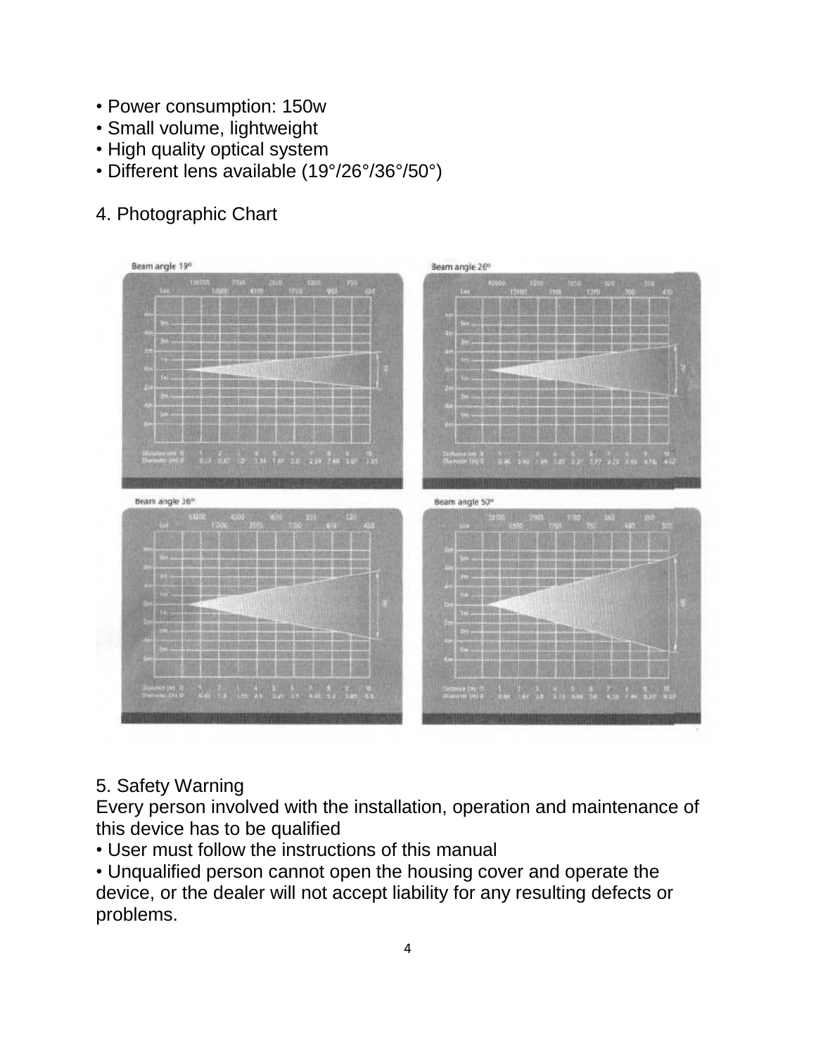- Power consumption: 150w
- Small volume, lightweight
- High quality optical system
- Different lens available (19°/26°/36°/50°)

4. Photographic Chart

5. Safety Warning

Every person involved with the installation, operation and maintenance of this device has to be qualified

- User must follow the instructions of this manual
- Unqualified person cannot open the housing cover and operate the device, or the dealer will not accept liability for any resulting defects or problems.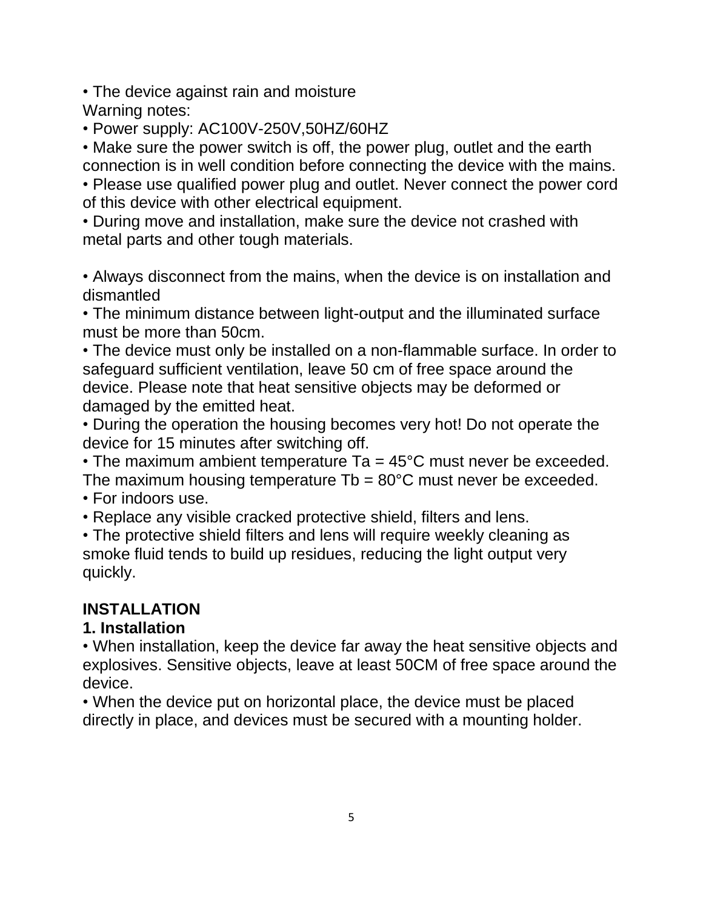• The device against rain and moisture

Warning notes:

• Power supply: AC100V-250V,50HZ/60HZ
• Make sure the power switch is off, the power plug, outlet and the earth connection is in well condition before connecting the device with the mains.
• Please use qualified power plug and outlet. Never connect the power cord of this device with other electrical equipment.
• During move and installation, make sure the device not crashed with metal parts and other tough materials.

• Always disconnect from the mains, when the device is on installation and dismantled
• The minimum distance between light-output and the illuminated surface must be more than 50cm.
• The device must only be installed on a non-flammable surface. In order to safeguard sufficient ventilation, leave 50 cm of free space around the device. Please note that heat sensitive objects may be deformed or damaged by the emitted heat.
• During the operation the housing becomes very hot! Do not operate the device for 15 minutes after switching off.
• The maximum ambient temperature Ta = 45°C must never be exceeded. The maximum housing temperature Tb = 80°C must never be exceeded.
• For indoors use.
• Replace any visible cracked protective shield, filters and lens.
• The protective shield filters and lens will require weekly cleaning as smoke fluid tends to build up residues, reducing the light output very quickly.

## INSTALLATION

### 1. Installation

• When installation, keep the device far away the heat sensitive objects and explosives. Sensitive objects, leave at least 50CM of free space around the device.
• When the device put on horizontal place, the device must be placed directly in place, and devices must be secured with a mounting holder.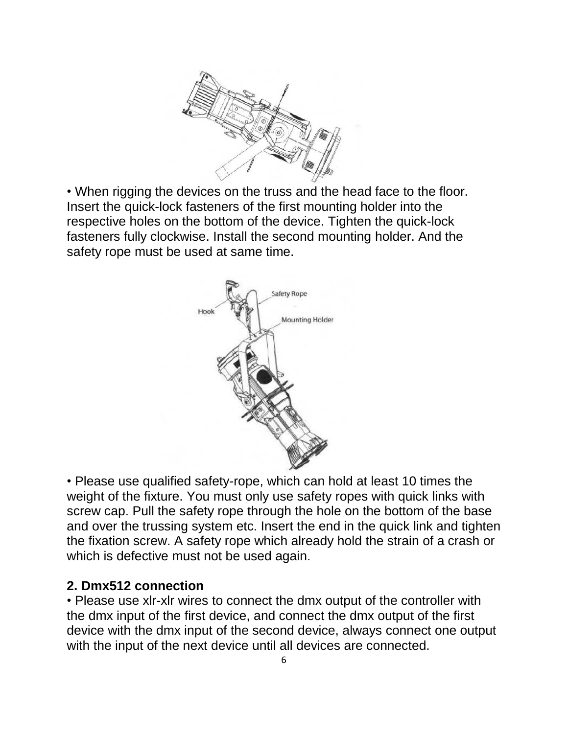• When rigging the devices on the truss and the head face to the floor. Insert the quick-lock fasteners of the first mounting holder into the respective holes on the bottom of the device. Tighten the quick-lock fasteners fully clockwise. Install the second mounting holder. And the safety rope must be used at same time.

• Please use qualified safety-rope, which can hold at least 10 times the weight of the fixture. You must only use safety ropes with quick links with screw cap. Pull the safety rope through the hole on the bottom of the base and over the trussing system etc. Insert the end in the quick link and tighten the fixation screw. A safety rope which already hold the strain of a crash or which is defective must not be used again.

**2. Dmx512 connection**

• Please use xlr-xlr wires to connect the dmx output of the controller with the dmx input of the first device, and connect the dmx output of the first device with the dmx input of the second device, always connect one output with the input of the next device until all devices are connected.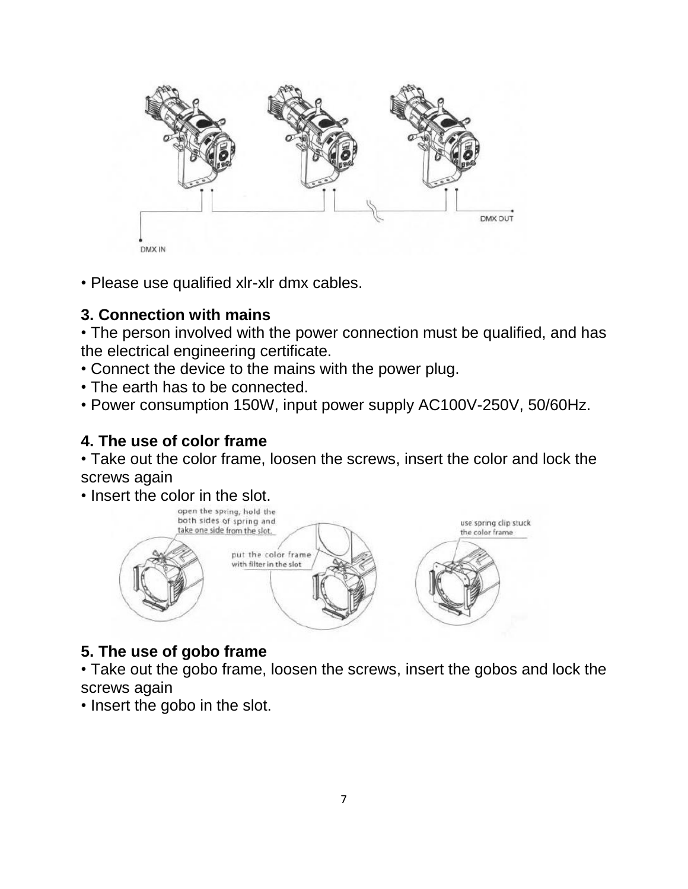• Please use qualified xlr-xlr dmx cables.

### 3. Connection with mains

• The person involved with the power connection must be qualified, and has the electrical engineering certificate.
• Connect the device to the mains with the power plug.
• The earth has to be connected.
• Power consumption 150W, input power supply AC100V-250V, 50/60Hz.

### 4. The use of color frame

• Take out the color frame, loosen the screws, insert the color and lock the screws again
• Insert the color in the slot.

### 5. The use of gobo frame

• Take out the gobo frame, loosen the screws, insert the gobos and lock the screws again
• Insert the gobo in the slot.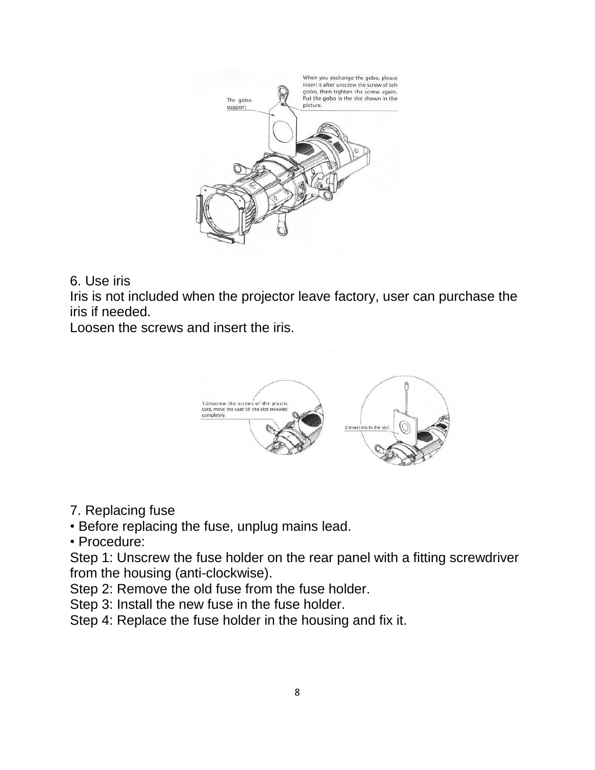When you exchange the gobo, please insert it after unscrew the screw of teh gobo, then tighten the screw again. Put the gobo in the slot shown in the picture.

The gobo support

6. Use iris

Iris is not included when the projector leave factory, user can purchase the iris if needed.

Loosen the screws and insert the iris.

1.Unscrew the screws of the plastic card, move the card till the slot revealed completely

2.Insert Iris in the slot

7. Replacing fuse

• Before replacing the fuse, unplug mains lead.

• Procedure:

Step 1: Unscrew the fuse holder on the rear panel with a fitting screwdriver from the housing (anti-clockwise).

Step 2: Remove the old fuse from the fuse holder.

Step 3: Install the new fuse in the fuse holder.

Step 4: Replace the fuse holder in the housing and fix it.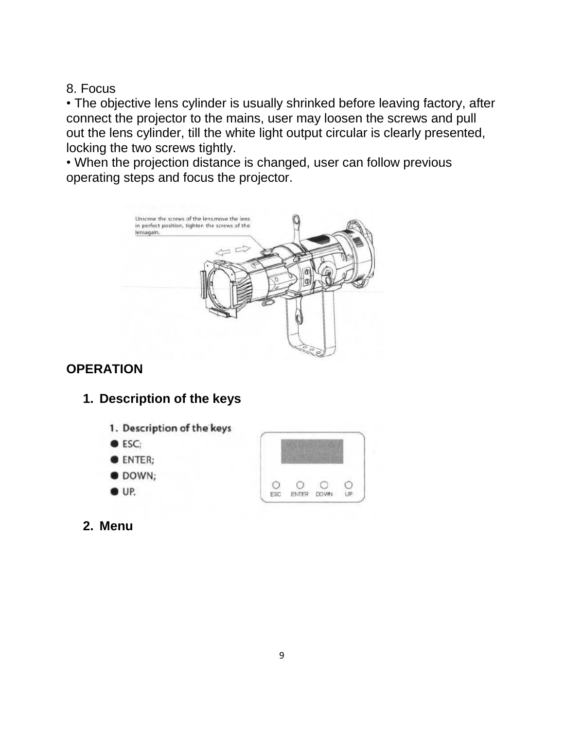8. Focus

• The objective lens cylinder is usually shrinked before leaving factory, after connect the projector to the mains, user may loosen the screws and pull out the lens cylinder, till the white light output circular is clearly presented, locking the two screws tightly.

• When the projection distance is changed, user can follow previous operating steps and focus the projector.

## OPERATION

### 1. Description of the keys

### 2. Menu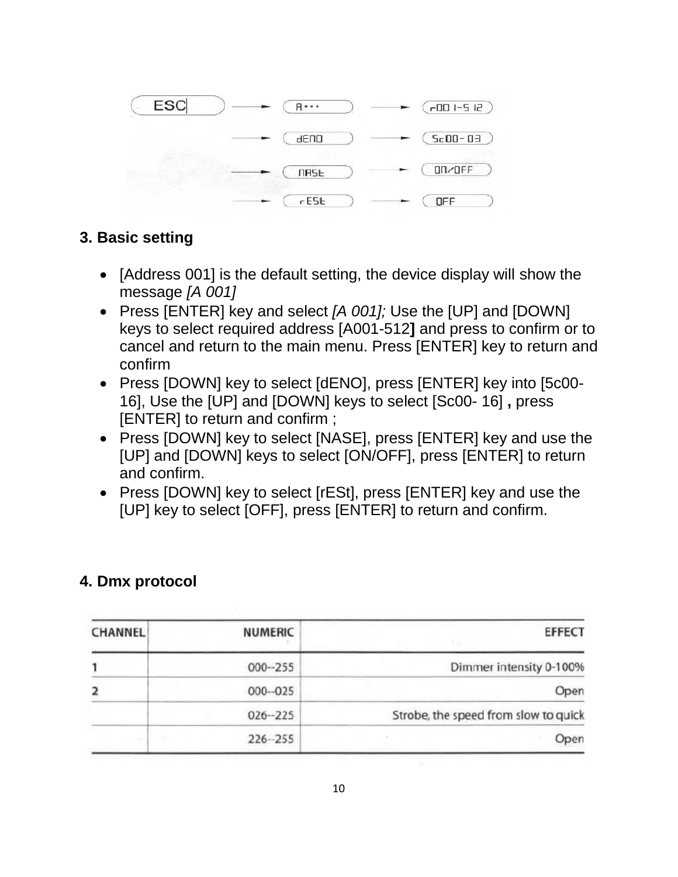ESC → A··· → r001-512
→ dENO → Sc00-03
→ NASE → ON/OFF
→ rESt → OFF

### 3. Basic setting

- [Address 001] is the default setting, the device display will show the message *[A 001]*
- Press [ENTER] key and select *[A 001];* Use the [UP] and [DOWN] keys to select required address [A001-512**]** and press to confirm or to cancel and return to the main menu. Press [ENTER] key to return and confirm
- Press [DOWN] key to select [dENO], press [ENTER] key into [5c00-16], Use the [UP] and [DOWN] keys to select [Sc00- 16] **,** press [ENTER] to return and confirm ;
- Press [DOWN] key to select [NASE], press [ENTER] key and use the [UP] and [DOWN] keys to select [ON/OFF], press [ENTER] to return and confirm.
- Press [DOWN] key to select [rESt], press [ENTER] key and use the [UP] key to select [OFF], press [ENTER] to return and confirm.

### 4. Dmx protocol

| CHANNEL | NUMERIC | EFFECT |
|---|---|---|
| 1 | 000--255 | Dimmer intensity 0-100% |
| 2 | 000--025 | Open |
| | 026--225 | Strobe, the speed from slow to quick |
| | 226--255 | Open |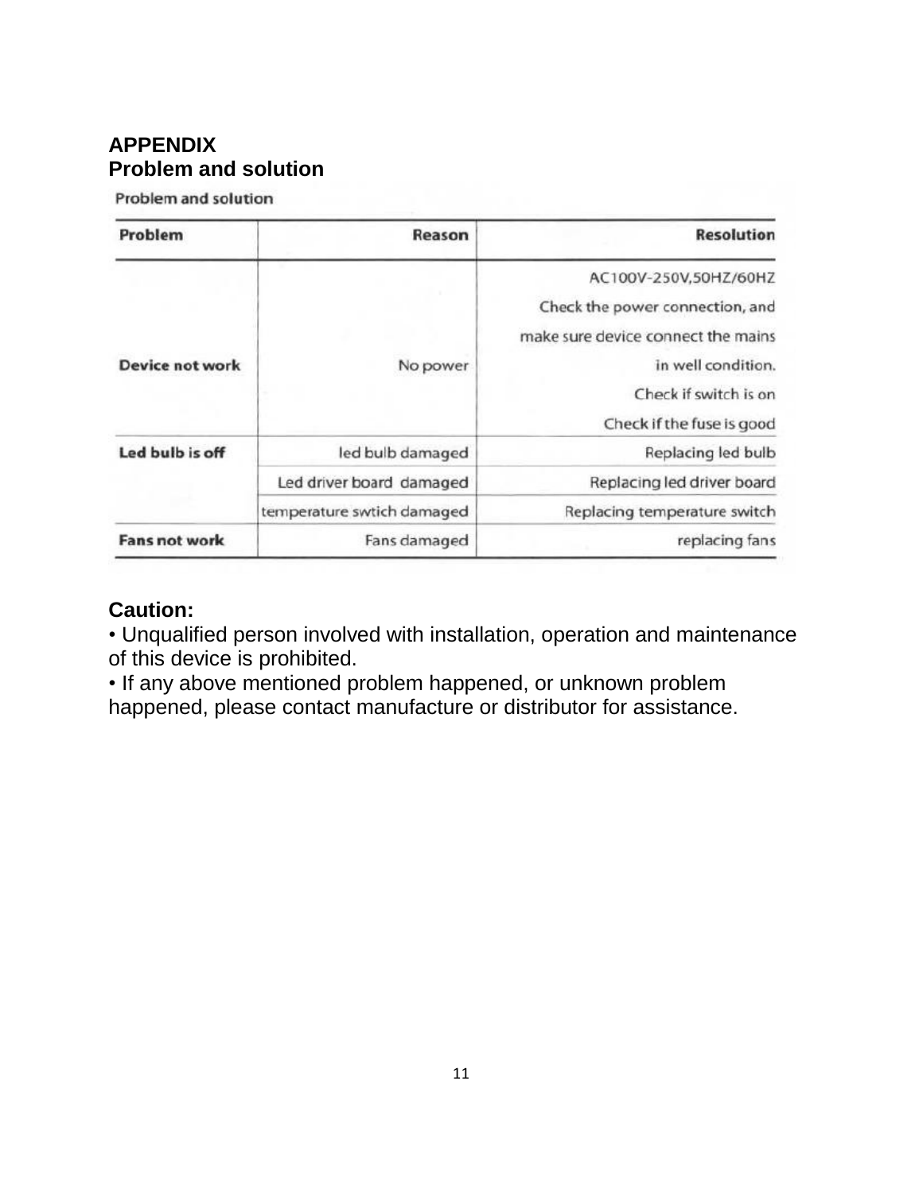## APPENDIX

## Problem and solution

Problem and solution

| Problem | Reason | Resolution |
| --- | --- | --- |
| Device not work | No power | AC100V-250V,50HZ/60HZ<br>Check the power connection, and make sure device connect the mains in well condition.<br>Check if switch is on<br>Check if the fuse is good |
| Led bulb is off | led bulb damaged | Replacing led bulb |
| | Led driver board damaged | Replacing led driver board |
| | temperature swtich damaged | Replacing temperature switch |
| Fans not work | Fans damaged | replacing fans |

**Caution:**

- Unqualified person involved with installation, operation and maintenance of this device is prohibited.
- If any above mentioned problem happened, or unknown problem happened, please contact manufacture or distributor for assistance.